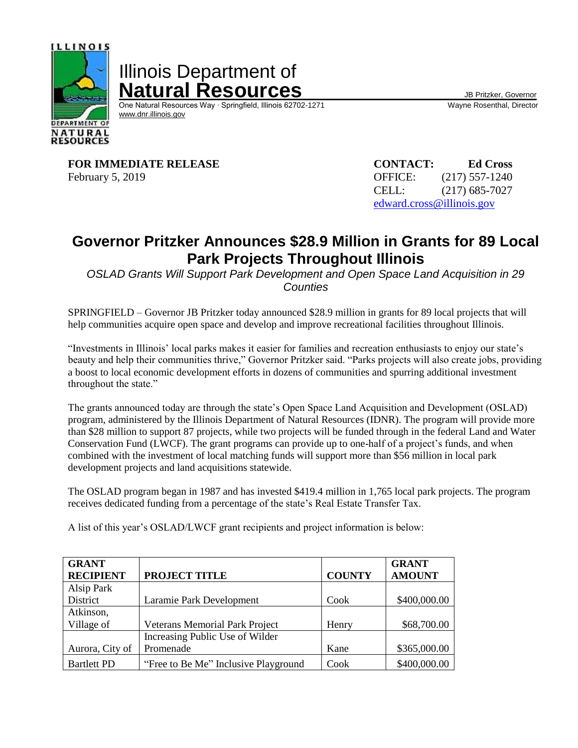# Illinois Department of Natural Resources

One Natural Resources Way · Springfield, Illinois 62702-1271
www.dnr.illinois.gov

JB Pritzker, Governor
Wayne Rosenthal, Director

**FOR IMMEDIATE RELEASE**
February 5, 2019

**CONTACT: Ed Cross**
OFFICE: (217) 557-1240
CELL: (217) 685-7027
edward.cross@illinois.gov

## Governor Pritzker Announces $28.9 Million in Grants for 89 Local Park Projects Throughout Illinois

*OSLAD Grants Will Support Park Development and Open Space Land Acquisition in 29 Counties*

SPRINGFIELD – Governor JB Pritzker today announced $28.9 million in grants for 89 local projects that will help communities acquire open space and develop and improve recreational facilities throughout Illinois.

"Investments in Illinois' local parks makes it easier for families and recreation enthusiasts to enjoy our state's beauty and help their communities thrive," Governor Pritzker said. "Parks projects will also create jobs, providing a boost to local economic development efforts in dozens of communities and spurring additional investment throughout the state."

The grants announced today are through the state's Open Space Land Acquisition and Development (OSLAD) program, administered by the Illinois Department of Natural Resources (IDNR). The program will provide more than $28 million to support 87 projects, while two projects will be funded through in the federal Land and Water Conservation Fund (LWCF). The grant programs can provide up to one-half of a project's funds, and when combined with the investment of local matching funds will support more than $56 million in local park development projects and land acquisitions statewide.

The OSLAD program began in 1987 and has invested $419.4 million in 1,765 local park projects. The program receives dedicated funding from a percentage of the state's Real Estate Transfer Tax.

A list of this year's OSLAD/LWCF grant recipients and project information is below:

| GRANT RECIPIENT | PROJECT TITLE | COUNTY | GRANT AMOUNT |
|---|---|---|---|
| Alsip Park District | Laramie Park Development | Cook | $400,000.00 |
| Atkinson, Village of | Veterans Memorial Park Project | Henry | $68,700.00 |
| Aurora, City of | Increasing Public Use of Wilder Promenade | Kane | $365,000.00 |
| Bartlett PD | "Free to Be Me" Inclusive Playground | Cook | $400,000.00 |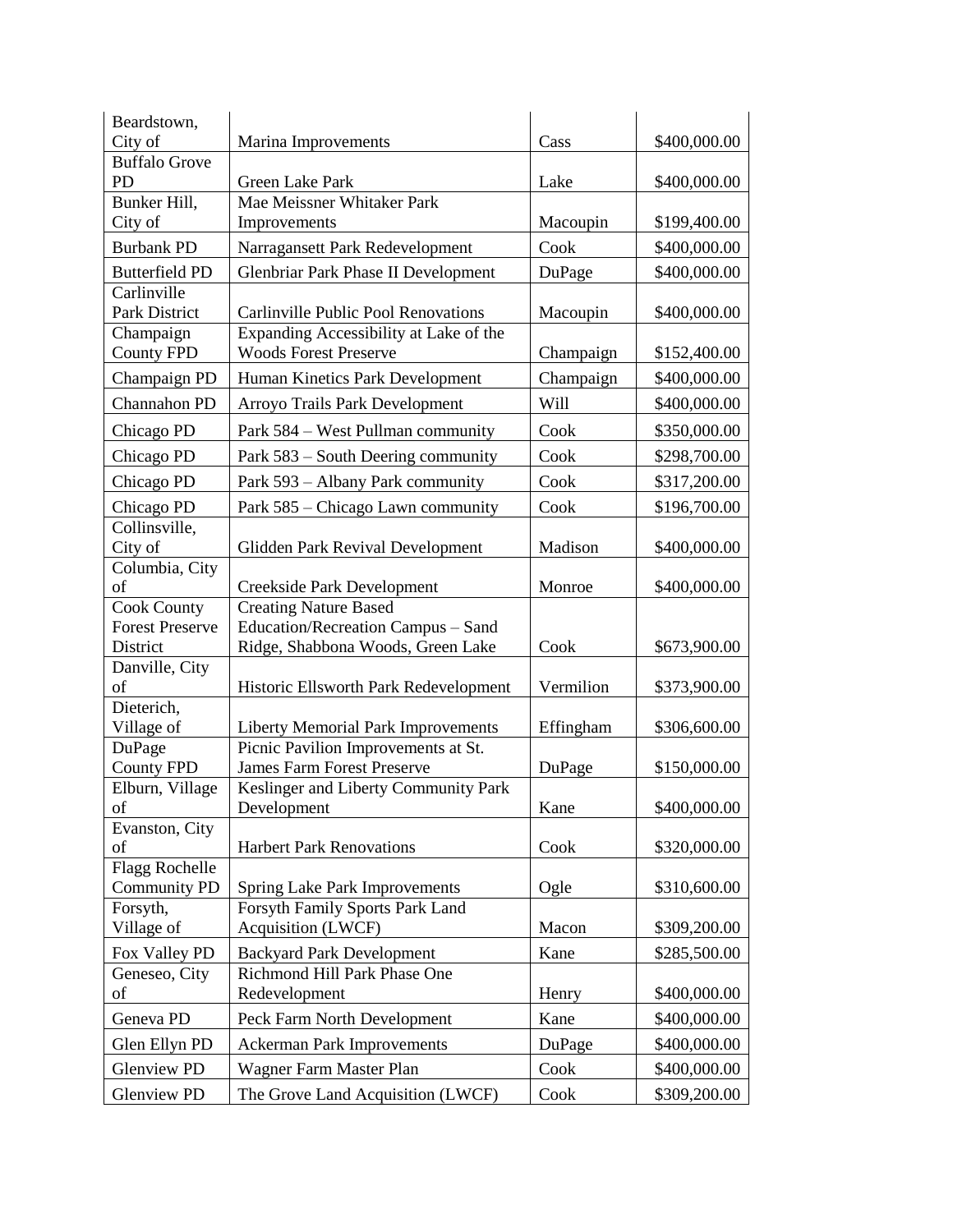| | | | |
|---|---|---|---|
| Beardstown, City of | Marina Improvements | Cass | $400,000.00 |
| Buffalo Grove PD | Green Lake Park | Lake | $400,000.00 |
| Bunker Hill, City of | Mae Meissner Whitaker Park Improvements | Macoupin | $199,400.00 |
| Burbank PD | Narragansett Park Redevelopment | Cook | $400,000.00 |
| Butterfield PD | Glenbriar Park Phase II Development | DuPage | $400,000.00 |
| Carlinville Park District | Carlinville Public Pool Renovations | Macoupin | $400,000.00 |
| Champaign County FPD | Expanding Accessibility at Lake of the Woods Forest Preserve | Champaign | $152,400.00 |
| Champaign PD | Human Kinetics Park Development | Champaign | $400,000.00 |
| Channahon PD | Arroyo Trails Park Development | Will | $400,000.00 |
| Chicago PD | Park 584 – West Pullman community | Cook | $350,000.00 |
| Chicago PD | Park 583 – South Deering community | Cook | $298,700.00 |
| Chicago PD | Park 593 – Albany Park community | Cook | $317,200.00 |
| Chicago PD | Park 585 – Chicago Lawn community | Cook | $196,700.00 |
| Collinsville, City of | Glidden Park Revival Development | Madison | $400,000.00 |
| Columbia, City of | Creekside Park Development | Monroe | $400,000.00 |
| Cook County Forest Preserve District | Creating Nature Based Education/Recreation Campus – Sand Ridge, Shabbona Woods, Green Lake | Cook | $673,900.00 |
| Danville, City of | Historic Ellsworth Park Redevelopment | Vermilion | $373,900.00 |
| Dieterich, Village of | Liberty Memorial Park Improvements | Effingham | $306,600.00 |
| DuPage County FPD | Picnic Pavilion Improvements at St. James Farm Forest Preserve | DuPage | $150,000.00 |
| Elburn, Village of | Keslinger and Liberty Community Park Development | Kane | $400,000.00 |
| Evanston, City of | Harbert Park Renovations | Cook | $320,000.00 |
| Flagg Rochelle Community PD | Spring Lake Park Improvements | Ogle | $310,600.00 |
| Forsyth, Village of | Forsyth Family Sports Park Land Acquisition (LWCF) | Macon | $309,200.00 |
| Fox Valley PD | Backyard Park Development | Kane | $285,500.00 |
| Geneseo, City of | Richmond Hill Park Phase One Redevelopment | Henry | $400,000.00 |
| Geneva PD | Peck Farm North Development | Kane | $400,000.00 |
| Glen Ellyn PD | Ackerman Park Improvements | DuPage | $400,000.00 |
| Glenview PD | Wagner Farm Master Plan | Cook | $400,000.00 |
| Glenview PD | The Grove Land Acquisition (LWCF) | Cook | $309,200.00 |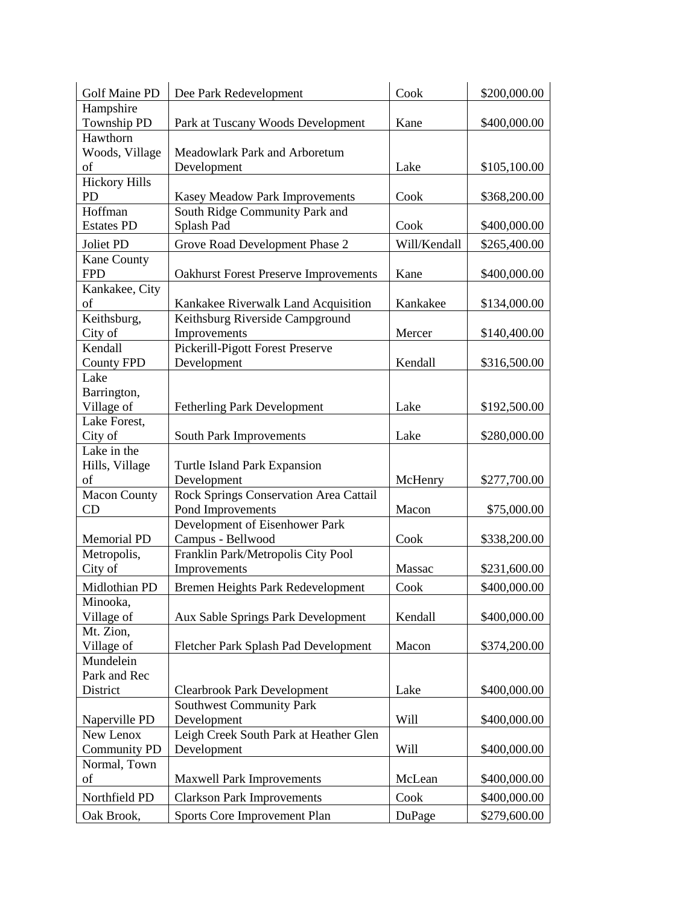| Golf Maine PD | Dee Park Redevelopment | Cook | $200,000.00 |
|---|---|---|---|
| Hampshire Township PD | Park at Tuscany Woods Development | Kane | $400,000.00 |
| Hawthorn Woods, Village of | Meadowlark Park and Arboretum Development | Lake | $105,100.00 |
| Hickory Hills PD | Kasey Meadow Park Improvements | Cook | $368,200.00 |
| Hoffman Estates PD | South Ridge Community Park and Splash Pad | Cook | $400,000.00 |
| Joliet PD | Grove Road Development Phase 2 | Will/Kendall | $265,400.00 |
| Kane County FPD | Oakhurst Forest Preserve Improvements | Kane | $400,000.00 |
| Kankakee, City of | Kankakee Riverwalk Land Acquisition | Kankakee | $134,000.00 |
| Keithsburg, City of | Keithsburg Riverside Campground Improvements | Mercer | $140,400.00 |
| Kendall County FPD | Pickerill-Pigott Forest Preserve Development | Kendall | $316,500.00 |
| Lake Barrington, Village of | Fetherling Park Development | Lake | $192,500.00 |
| Lake Forest, City of | South Park Improvements | Lake | $280,000.00 |
| Lake in the Hills, Village of | Turtle Island Park Expansion Development | McHenry | $277,700.00 |
| Macon County CD | Rock Springs Conservation Area Cattail Pond Improvements | Macon | $75,000.00 |
| Memorial PD | Development of Eisenhower Park Campus - Bellwood | Cook | $338,200.00 |
| Metropolis, City of | Franklin Park/Metropolis City Pool Improvements | Massac | $231,600.00 |
| Midlothian PD | Bremen Heights Park Redevelopment | Cook | $400,000.00 |
| Minooka, Village of | Aux Sable Springs Park Development | Kendall | $400,000.00 |
| Mt. Zion, Village of | Fletcher Park Splash Pad Development | Macon | $374,200.00 |
| Mundelein Park and Rec District | Clearbrook Park Development | Lake | $400,000.00 |
| Naperville PD | Southwest Community Park Development | Will | $400,000.00 |
| New Lenox Community PD | Leigh Creek South Park at Heather Glen Development | Will | $400,000.00 |
| Normal, Town of | Maxwell Park Improvements | McLean | $400,000.00 |
| Northfield PD | Clarkson Park Improvements | Cook | $400,000.00 |
| Oak Brook, | Sports Core Improvement Plan | DuPage | $279,600.00 |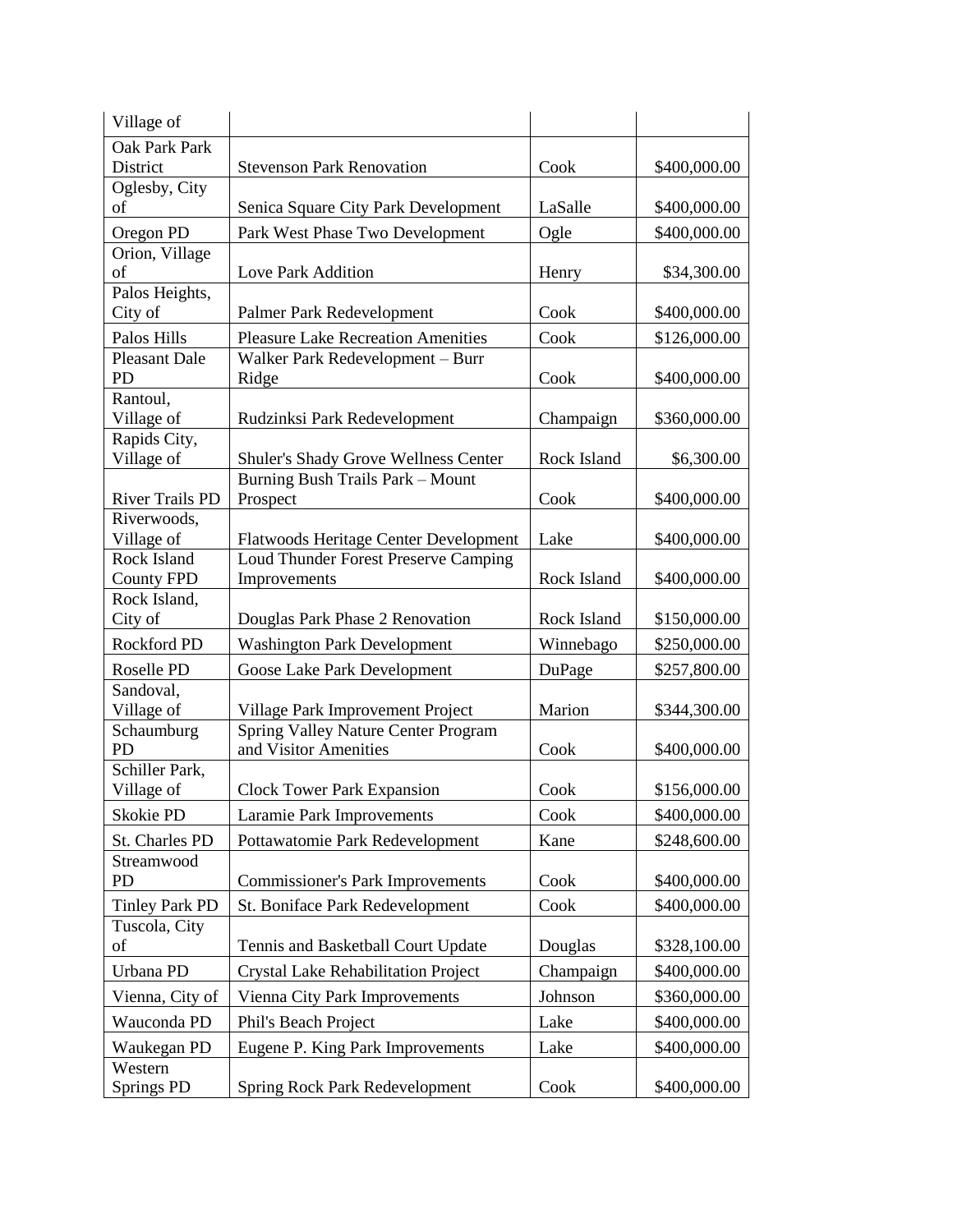| | | | |
|---|---|---|---|
| Village of | | | |
| Oak Park Park District | Stevenson Park Renovation | Cook | $400,000.00 |
| Oglesby, City of | Senica Square City Park Development | LaSalle | $400,000.00 |
| Oregon PD | Park West Phase Two Development | Ogle | $400,000.00 |
| Orion, Village of | Love Park Addition | Henry | $34,300.00 |
| Palos Heights, City of | Palmer Park Redevelopment | Cook | $400,000.00 |
| Palos Hills | Pleasure Lake Recreation Amenities | Cook | $126,000.00 |
| Pleasant Dale PD | Walker Park Redevelopment – Burr Ridge | Cook | $400,000.00 |
| Rantoul, Village of | Rudzinksi Park Redevelopment | Champaign | $360,000.00 |
| Rapids City, Village of | Shuler's Shady Grove Wellness Center | Rock Island | $6,300.00 |
| River Trails PD | Burning Bush Trails Park – Mount Prospect | Cook | $400,000.00 |
| Riverwoods, Village of | Flatwoods Heritage Center Development | Lake | $400,000.00 |
| Rock Island County FPD | Loud Thunder Forest Preserve Camping Improvements | Rock Island | $400,000.00 |
| Rock Island, City of | Douglas Park Phase 2 Renovation | Rock Island | $150,000.00 |
| Rockford PD | Washington Park Development | Winnebago | $250,000.00 |
| Roselle PD | Goose Lake Park Development | DuPage | $257,800.00 |
| Sandoval, Village of | Village Park Improvement Project | Marion | $344,300.00 |
| Schaumburg PD | Spring Valley Nature Center Program and Visitor Amenities | Cook | $400,000.00 |
| Schiller Park, Village of | Clock Tower Park Expansion | Cook | $156,000.00 |
| Skokie PD | Laramie Park Improvements | Cook | $400,000.00 |
| St. Charles PD | Pottawatomie Park Redevelopment | Kane | $248,600.00 |
| Streamwood PD | Commissioner's Park Improvements | Cook | $400,000.00 |
| Tinley Park PD | St. Boniface Park Redevelopment | Cook | $400,000.00 |
| Tuscola, City of | Tennis and Basketball Court Update | Douglas | $328,100.00 |
| Urbana PD | Crystal Lake Rehabilitation Project | Champaign | $400,000.00 |
| Vienna, City of | Vienna City Park Improvements | Johnson | $360,000.00 |
| Wauconda PD | Phil's Beach Project | Lake | $400,000.00 |
| Waukegan PD | Eugene P. King Park Improvements | Lake | $400,000.00 |
| Western Springs PD | Spring Rock Park Redevelopment | Cook | $400,000.00 |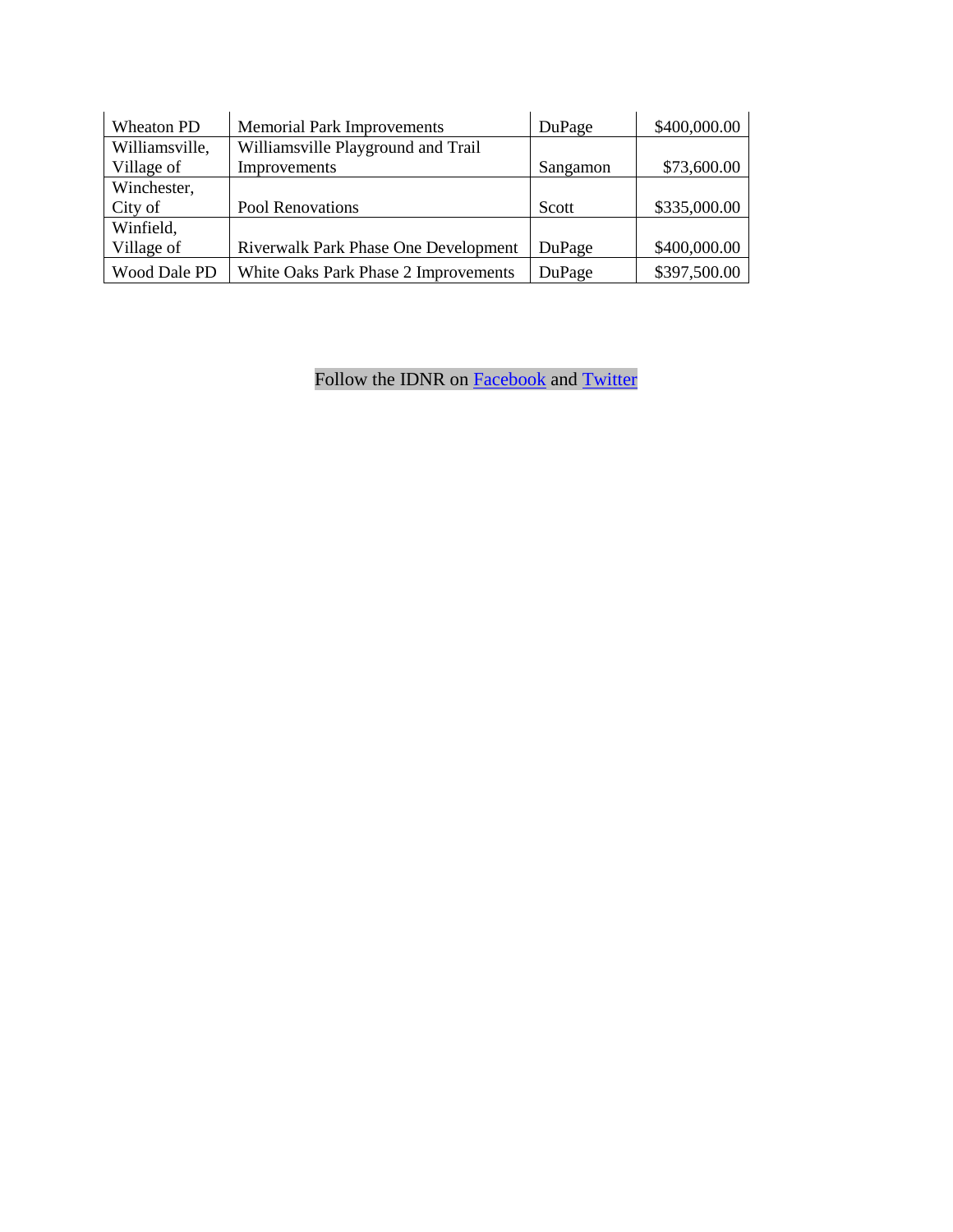| | | | |
|---|---|---|---|
| Wheaton PD | Memorial Park Improvements | DuPage | $400,000.00 |
| Williamsville, Village of | Williamsville Playground and Trail Improvements | Sangamon | $73,600.00 |
| Winchester, City of | Pool Renovations | Scott | $335,000.00 |
| Winfield, Village of | Riverwalk Park Phase One Development | DuPage | $400,000.00 |
| Wood Dale PD | White Oaks Park Phase 2 Improvements | DuPage | $397,500.00 |

Follow the IDNR on Facebook and Twitter